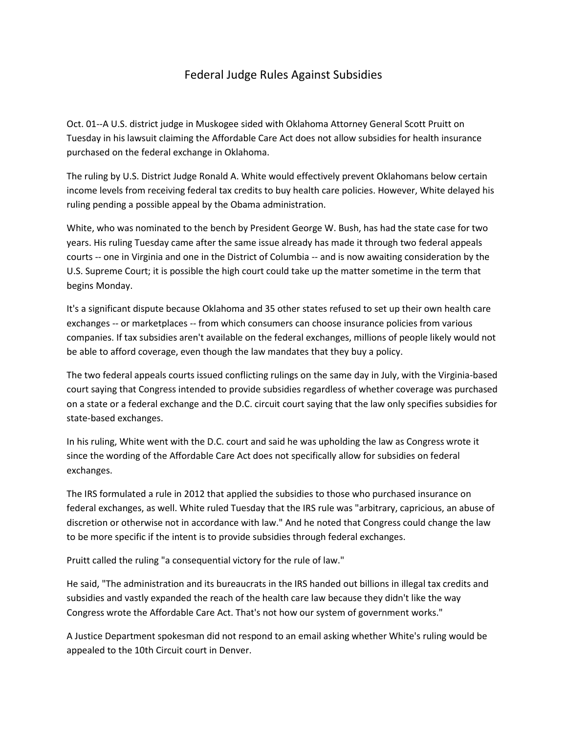# Federal Judge Rules Against Subsidies

Oct. 01--A U.S. district judge in Muskogee sided with Oklahoma Attorney General Scott Pruitt on Tuesday in his lawsuit claiming the Affordable Care Act does not allow subsidies for health insurance purchased on the federal exchange in Oklahoma.

The ruling by U.S. District Judge Ronald A. White would effectively prevent Oklahomans below certain income levels from receiving federal tax credits to buy health care policies. However, White delayed his ruling pending a possible appeal by the Obama administration.

White, who was nominated to the bench by President George W. Bush, has had the state case for two years. His ruling Tuesday came after the same issue already has made it through two federal appeals courts -- one in Virginia and one in the District of Columbia -- and is now awaiting consideration by the U.S. Supreme Court; it is possible the high court could take up the matter sometime in the term that begins Monday.

It's a significant dispute because Oklahoma and 35 other states refused to set up their own health care exchanges -- or marketplaces -- from which consumers can choose insurance policies from various companies. If tax subsidies aren't available on the federal exchanges, millions of people likely would not be able to afford coverage, even though the law mandates that they buy a policy.

The two federal appeals courts issued conflicting rulings on the same day in July, with the Virginia-based court saying that Congress intended to provide subsidies regardless of whether coverage was purchased on a state or a federal exchange and the D.C. circuit court saying that the law only specifies subsidies for state-based exchanges.

In his ruling, White went with the D.C. court and said he was upholding the law as Congress wrote it since the wording of the Affordable Care Act does not specifically allow for subsidies on federal exchanges.

The IRS formulated a rule in 2012 that applied the subsidies to those who purchased insurance on federal exchanges, as well. White ruled Tuesday that the IRS rule was "arbitrary, capricious, an abuse of discretion or otherwise not in accordance with law." And he noted that Congress could change the law to be more specific if the intent is to provide subsidies through federal exchanges.

Pruitt called the ruling "a consequential victory for the rule of law."

He said, "The administration and its bureaucrats in the IRS handed out billions in illegal tax credits and subsidies and vastly expanded the reach of the health care law because they didn't like the way Congress wrote the Affordable Care Act. That's not how our system of government works."

A Justice Department spokesman did not respond to an email asking whether White's ruling would be appealed to the 10th Circuit court in Denver.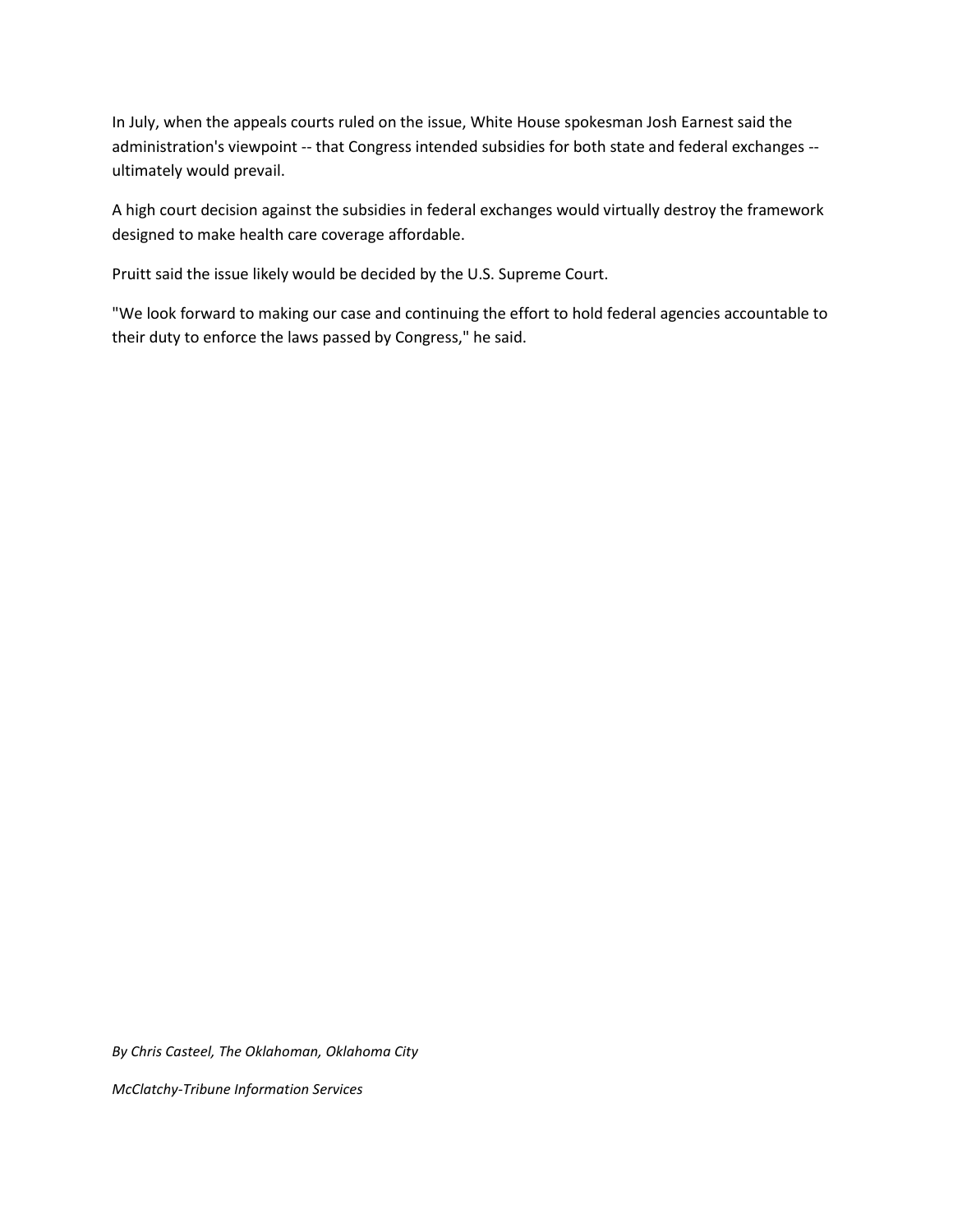In July, when the appeals courts ruled on the issue, White House spokesman Josh Earnest said the administration's viewpoint -- that Congress intended subsidies for both state and federal exchanges -- ultimately would prevail.

A high court decision against the subsidies in federal exchanges would virtually destroy the framework designed to make health care coverage affordable.

Pruitt said the issue likely would be decided by the U.S. Supreme Court.

"We look forward to making our case and continuing the effort to hold federal agencies accountable to their duty to enforce the laws passed by Congress," he said.

*By Chris Casteel, The Oklahoman, Oklahoma City*

*McClatchy-Tribune Information Services*